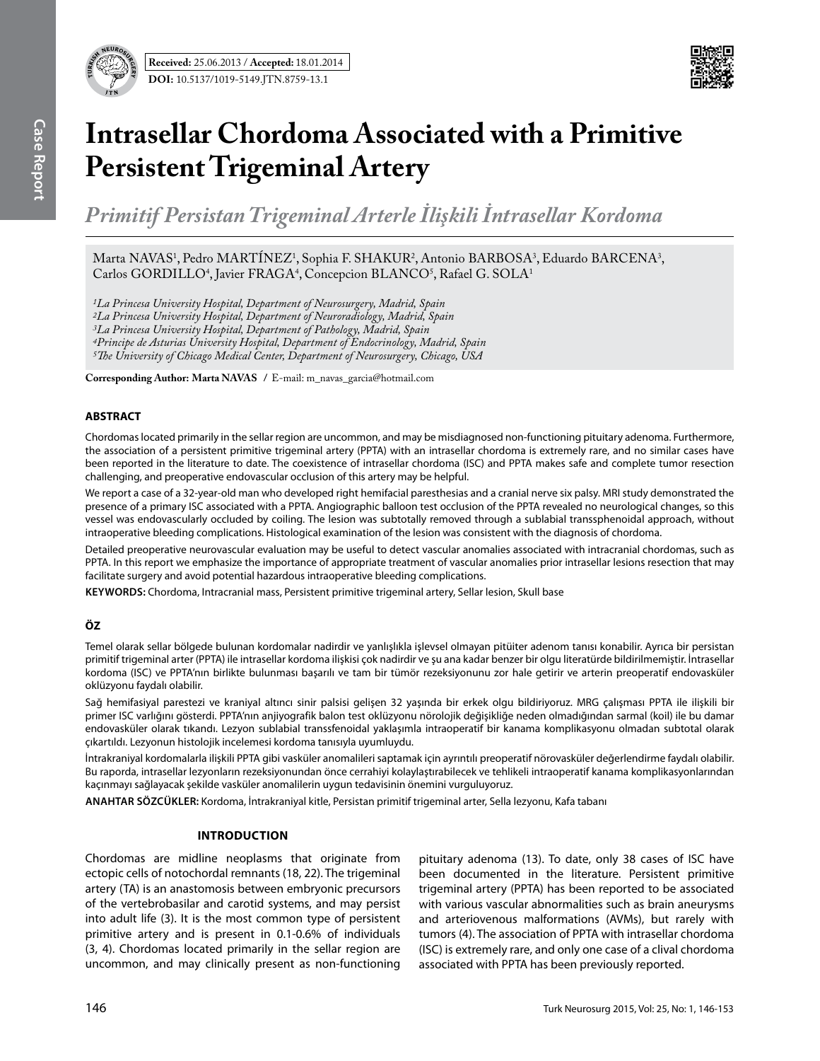Received: 25.06.2013 / Accepted: 18.01.2014

DOI: 10.5137/1019-5149.JTN.8759-13.1

# Intrasellar Chordoma Associated with a Primitive Persistent Trigeminal Artery

## *Primitif Persistan Trigeminal Arterle İlişkili İntrasellar Kordoma*

Marta NAVAS[1], Pedro MARTÍNEZ[1], Sophia F. SHAKUR[2], Antonio BARBOSA[3], Eduardo BARCENA[3], Carlos GORDILLO[4], Javier FRAGA[4], Concepcion BLANCO[5], Rafael G. SOLA[1]

*[1]La Princesa University Hospital, Department of Neurosurgery, Madrid, Spain*
*[2]La Princesa University Hospital, Department of Neuroradiology, Madrid, Spain*
*[3]La Princesa University Hospital, Department of Pathology, Madrid, Spain*
*[4]Principe de Asturias University Hospital, Department of Endocrinology, Madrid, Spain*
*[5]The University of Chicago Medical Center, Department of Neurosurgery, Chicago, USA*

**Corresponding Author: Marta NAVAS** / E-mail: m_navas_garcia@hotmail.com

### ABSTRACT

Chordomas located primarily in the sellar region are uncommon, and may be misdiagnosed non-functioning pituitary adenoma. Furthermore, the association of a persistent primitive trigeminal artery (PPTA) with an intrasellar chordoma is extremely rare, and no similar cases have been reported in the literature to date. The coexistence of intrasellar chordoma (ISC) and PPTA makes safe and complete tumor resection challenging, and preoperative endovascular occlusion of this artery may be helpful.

We report a case of a 32-year-old man who developed right hemifacial paresthesias and a cranial nerve six palsy. MRI study demonstrated the presence of a primary ISC associated with a PPTA. Angiographic balloon test occlusion of the PPTA revealed no neurological changes, so this vessel was endovascularly occluded by coiling. The lesion was subtotally removed through a sublabial transsphenoidal approach, without intraoperative bleeding complications. Histological examination of the lesion was consistent with the diagnosis of chordoma.

Detailed preoperative neurovascular evaluation may be useful to detect vascular anomalies associated with intracranial chordomas, such as PPTA. In this report we emphasize the importance of appropriate treatment of vascular anomalies prior intrasellar lesions resection that may facilitate surgery and avoid potential hazardous intraoperative bleeding complications.

**KEYWORDS:** Chordoma, Intracranial mass, Persistent primitive trigeminal artery, Sellar lesion, Skull base

### ÖZ

Temel olarak sellar bölgede bulunan kordomalar nadirdir ve yanlışlıkla işlevsel olmayan pitüiter adenom tanısı konabilir. Ayrıca bir persistan primitif trigeminal arter (PPTA) ile intrasellar kordoma ilişkisi çok nadirdir ve şu ana kadar benzer bir olgu literatürde bildirilmemiştir. İntrasellar kordoma (ISC) ve PPTA'nın birlikte bulunması başarılı ve tam bir tümör rezeksiyonunu zor hale getirir ve arterin preoperatif endovasküler oklüzyonu faydalı olabilir.

Sağ hemifasiyal parestezi ve kraniyal altıncı sinir palsisi gelişen 32 yaşında bir erkek olgu bildiriyoruz. MRG çalışması PPTA ile ilişkili bir primer ISC varlığını gösterdi. PPTA'nın anjiyografik balon test oklüzyonu nörolojik değişikliğe neden olmadığından sarmal (koil) ile bu damar endovasküler olarak tıkandı. Lezyon sublabial transsfenoidal yaklaşımla intraoperatif bir kanama komplikasyonu olmadan subtotal olarak çıkartıldı. Lezyonun histolojik incelemesi kordoma tanısıyla uyumluydu.

İntrakraniyal kordomalarla ilişkili PPTA gibi vasküler anomalileri saptamak için ayrıntılı preoperatif nörovasküler değerlendirme faydalı olabilir. Bu raporda, intrasellar lezyonların rezeksiyonundan önce cerrahiyi kolaylaştırabilecek ve tehlikeli intraoperatif kanama komplikasyonlarından kaçınmayı sağlayacak şekilde vasküler anomalilerin uygun tedavisinin önemini vurguluyoruz.

**ANAHTAR SÖZCÜKLER:** Kordoma, İntrakraniyal kitle, Persistan primitif trigeminal arter, Sella lezyonu, Kafa tabanı

## INTRODUCTION

Chordomas are midline neoplasms that originate from ectopic cells of notochordal remnants (18, 22). The trigeminal artery (TA) is an anastomosis between embryonic precursors of the vertebrobasilar and carotid systems, and may persist into adult life (3). It is the most common type of persistent primitive artery and is present in 0.1-0.6% of individuals (3, 4). Chordomas located primarily in the sellar region are uncommon, and may clinically present as non-functioning pituitary adenoma (13). To date, only 38 cases of ISC have been documented in the literature. Persistent primitive trigeminal artery (PPTA) has been reported to be associated with various vascular abnormalities such as brain aneurysms and arteriovenous malformations (AVMs), but rarely with tumors (4). The association of PPTA with intrasellar chordoma (ISC) is extremely rare, and only one case of a clival chordoma associated with PPTA has been previously reported.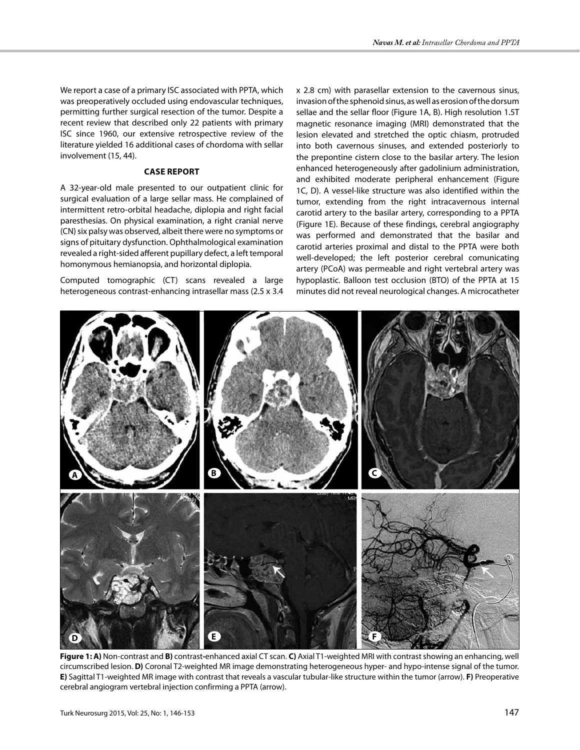We report a case of a primary ISC associated with PPTA, which was preoperatively occluded using endovascular techniques, permitting further surgical resection of the tumor. Despite a recent review that described only 22 patients with primary ISC since 1960, our extensive retrospective review of the literature yielded 16 additional cases of chordoma with sellar involvement (15, 44).

## CASE REPORT

A 32-year-old male presented to our outpatient clinic for surgical evaluation of a large sellar mass. He complained of intermittent retro-orbital headache, diplopia and right facial paresthesias. On physical examination, a right cranial nerve (CN) six palsy was observed, albeit there were no symptoms or signs of pituitary dysfunction. Ophthalmological examination revealed a right-sided afferent pupillary defect, a left temporal homonymous hemianopsia, and horizontal diplopia.

Computed tomographic (CT) scans revealed a large heterogeneous contrast-enhancing intrasellar mass (2.5 x 3.4 x 2.8 cm) with parasellar extension to the cavernous sinus, invasion of the sphenoid sinus, as well as erosion of the dorsum sellae and the sellar floor (Figure 1A, B). High resolution 1.5T magnetic resonance imaging (MRI) demonstrated that the lesion elevated and stretched the optic chiasm, protruded into both cavernous sinuses, and extended posteriorly to the prepontine cistern close to the basilar artery. The lesion enhanced heterogeneously after gadolinium administration, and exhibited moderate peripheral enhancement (Figure 1C, D). A vessel-like structure was also identified within the tumor, extending from the right intracavernous internal carotid artery to the basilar artery, corresponding to a PPTA (Figure 1E). Because of these findings, cerebral angiography was performed and demonstrated that the basilar and carotid arteries proximal and distal to the PPTA were both well-developed; the left posterior cerebral comunicating artery (PCoA) was permeable and right vertebral artery was hypoplastic. Balloon test occlusion (BTO) of the PPTA at 15 minutes did not reveal neurological changes. A microcatheter

**Figure 1: A)** Non-contrast and **B)** contrast-enhanced axial CT scan. **C)** Axial T1-weighted MRI with contrast showing an enhancing, well circumscribed lesion. **D)** Coronal T2-weighted MR image demonstrating heterogeneous hyper- and hypo-intense signal of the tumor. **E)** Sagittal T1-weighted MR image with contrast that reveals a vascular tubular-like structure within the tumor (arrow). **F)** Preoperative cerebral angiogram vertebral injection confirming a PPTA (arrow).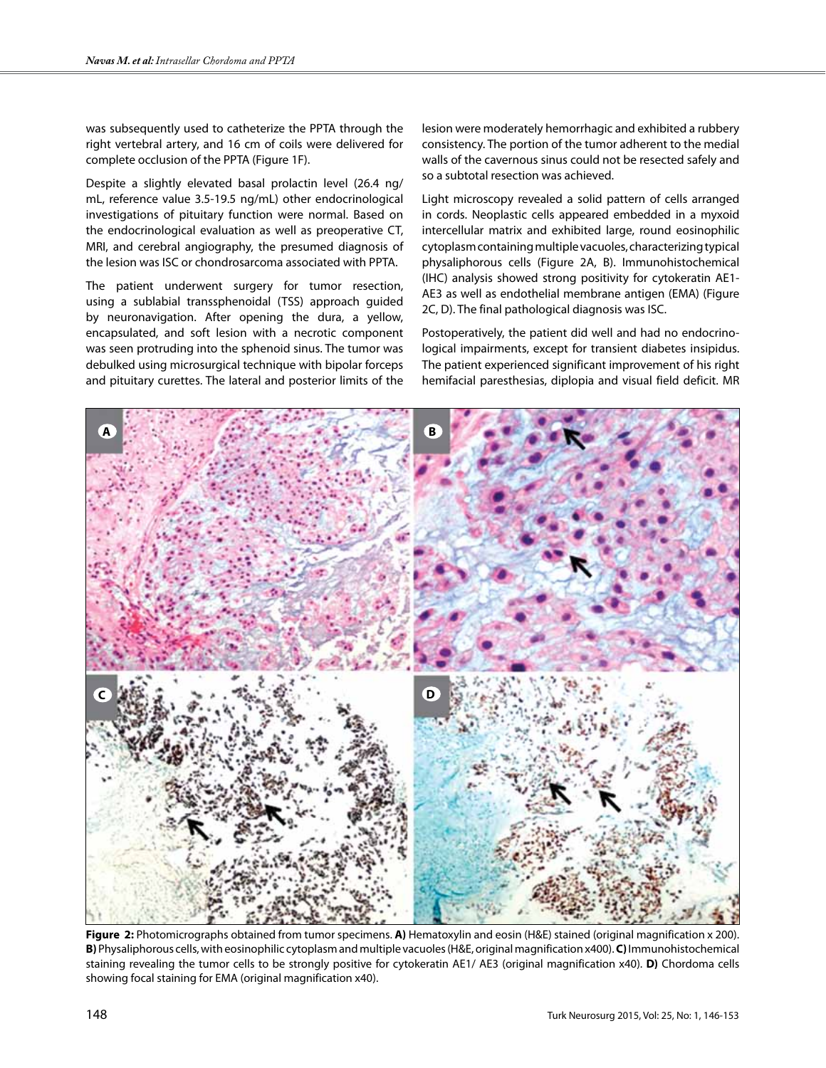was subsequently used to catheterize the PPTA through the right vertebral artery, and 16 cm of coils were delivered for complete occlusion of the PPTA (Figure 1F).

Despite a slightly elevated basal prolactin level (26.4 ng/mL, reference value 3.5-19.5 ng/mL) other endocrinological investigations of pituitary function were normal. Based on the endocrinological evaluation as well as preoperative CT, MRI, and cerebral angiography, the presumed diagnosis of the lesion was ISC or chondrosarcoma associated with PPTA.

The patient underwent surgery for tumor resection, using a sublabial transsphenoidal (TSS) approach guided by neuronavigation. After opening the dura, a yellow, encapsulated, and soft lesion with a necrotic component was seen protruding into the sphenoid sinus. The tumor was debulked using microsurgical technique with bipolar forceps and pituitary curettes. The lateral and posterior limits of the lesion were moderately hemorrhagic and exhibited a rubbery consistency. The portion of the tumor adherent to the medial walls of the cavernous sinus could not be resected safely and so a subtotal resection was achieved.

Light microscopy revealed a solid pattern of cells arranged in cords. Neoplastic cells appeared embedded in a myxoid intercellular matrix and exhibited large, round eosinophilic cytoplasm containing multiple vacuoles, characterizing typical physaliphorous cells (Figure 2A, B). Immunohistochemical (IHC) analysis showed strong positivity for cytokeratin AE1-AE3 as well as endothelial membrane antigen (EMA) (Figure 2C, D). The final pathological diagnosis was ISC.

Postoperatively, the patient did well and had no endocrinological impairments, except for transient diabetes insipidus. The patient experienced significant improvement of his right hemifacial paresthesias, diplopia and visual field deficit. MR

**Figure 2:** Photomicrographs obtained from tumor specimens. **A)** Hematoxylin and eosin (H&E) stained (original magnification x 200). **B)** Physaliphorous cells, with eosinophilic cytoplasm and multiple vacuoles (H&E, original magnification x400). **C)** Immunohistochemical staining revealing the tumor cells to be strongly positive for cytokeratin AE1/ AE3 (original magnification x40). **D)** Chordoma cells showing focal staining for EMA (original magnification x40).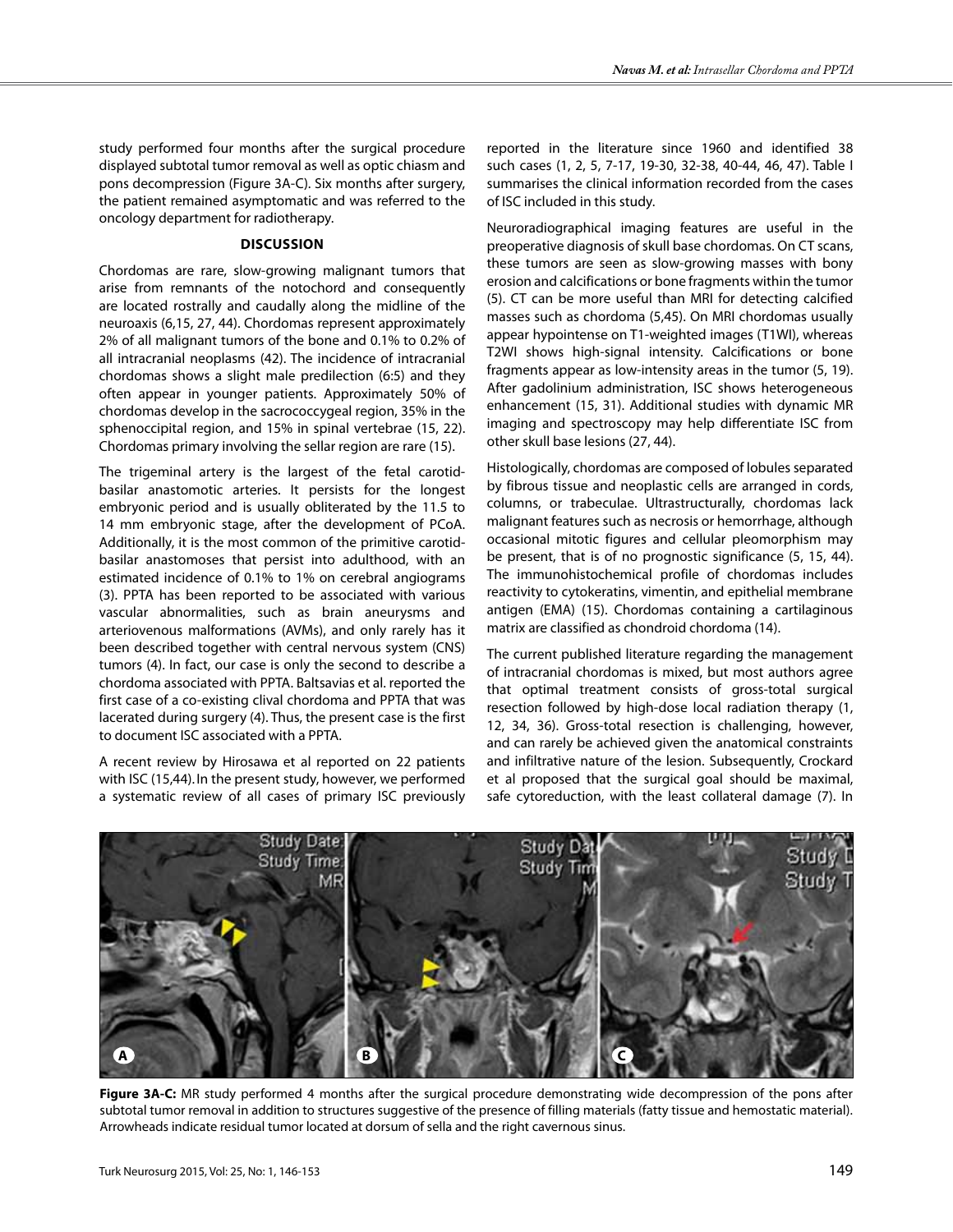study performed four months after the surgical procedure displayed subtotal tumor removal as well as optic chiasm and pons decompression (Figure 3A-C). Six months after surgery, the patient remained asymptomatic and was referred to the oncology department for radiotherapy.

## DISCUSSION

Chordomas are rare, slow-growing malignant tumors that arise from remnants of the notochord and consequently are located rostrally and caudally along the midline of the neuroaxis (6,15, 27, 44). Chordomas represent approximately 2% of all malignant tumors of the bone and 0.1% to 0.2% of all intracranial neoplasms (42). The incidence of intracranial chordomas shows a slight male predilection (6:5) and they often appear in younger patients. Approximately 50% of chordomas develop in the sacrococcygeal region, 35% in the sphenoccipital region, and 15% in spinal vertebrae (15, 22). Chordomas primary involving the sellar region are rare (15).

The trigeminal artery is the largest of the fetal carotid-basilar anastomotic arteries. It persists for the longest embryonic period and is usually obliterated by the 11.5 to 14 mm embryonic stage, after the development of PCoA. Additionally, it is the most common of the primitive carotid-basilar anastomoses that persist into adulthood, with an estimated incidence of 0.1% to 1% on cerebral angiograms (3). PPTA has been reported to be associated with various vascular abnormalities, such as brain aneurysms and arteriovenous malformations (AVMs), and only rarely has it been described together with central nervous system (CNS) tumors (4). In fact, our case is only the second to describe a chordoma associated with PPTA. Baltsavias et al. reported the first case of a co-existing clival chordoma and PPTA that was lacerated during surgery (4). Thus, the present case is the first to document ISC associated with a PPTA.

A recent review by Hirosawa et al reported on 22 patients with ISC (15,44). In the present study, however, we performed a systematic review of all cases of primary ISC previously reported in the literature since 1960 and identified 38 such cases (1, 2, 5, 7-17, 19-30, 32-38, 40-44, 46, 47). Table I summarises the clinical information recorded from the cases of ISC included in this study.

Neuroradiographical imaging features are useful in the preoperative diagnosis of skull base chordomas. On CT scans, these tumors are seen as slow-growing masses with bony erosion and calcifications or bone fragments within the tumor (5). CT can be more useful than MRI for detecting calcified masses such as chordoma (5,45). On MRI chordomas usually appear hypointense on T1-weighted images (T1WI), whereas T2WI shows high-signal intensity. Calcifications or bone fragments appear as low-intensity areas in the tumor (5, 19). After gadolinium administration, ISC shows heterogeneous enhancement (15, 31). Additional studies with dynamic MR imaging and spectroscopy may help differentiate ISC from other skull base lesions (27, 44).

Histologically, chordomas are composed of lobules separated by fibrous tissue and neoplastic cells are arranged in cords, columns, or trabeculae. Ultrastructurally, chordomas lack malignant features such as necrosis or hemorrhage, although occasional mitotic figures and cellular pleomorphism may be present, that is of no prognostic significance (5, 15, 44). The immunohistochemical profile of chordomas includes reactivity to cytokeratins, vimentin, and epithelial membrane antigen (EMA) (15). Chordomas containing a cartilaginous matrix are classified as chondroid chordoma (14).

The current published literature regarding the management of intracranial chordomas is mixed, but most authors agree that optimal treatment consists of gross-total surgical resection followed by high-dose local radiation therapy (1, 12, 34, 36). Gross-total resection is challenging, however, and can rarely be achieved given the anatomical constraints and infiltrative nature of the lesion. Subsequently, Crockard et al proposed that the surgical goal should be maximal, safe cytoreduction, with the least collateral damage (7). In

**Figure 3A-C:** MR study performed 4 months after the surgical procedure demonstrating wide decompression of the pons after subtotal tumor removal in addition to structures suggestive of the presence of filling materials (fatty tissue and hemostatic material). Arrowheads indicate residual tumor located at dorsum of sella and the right cavernous sinus.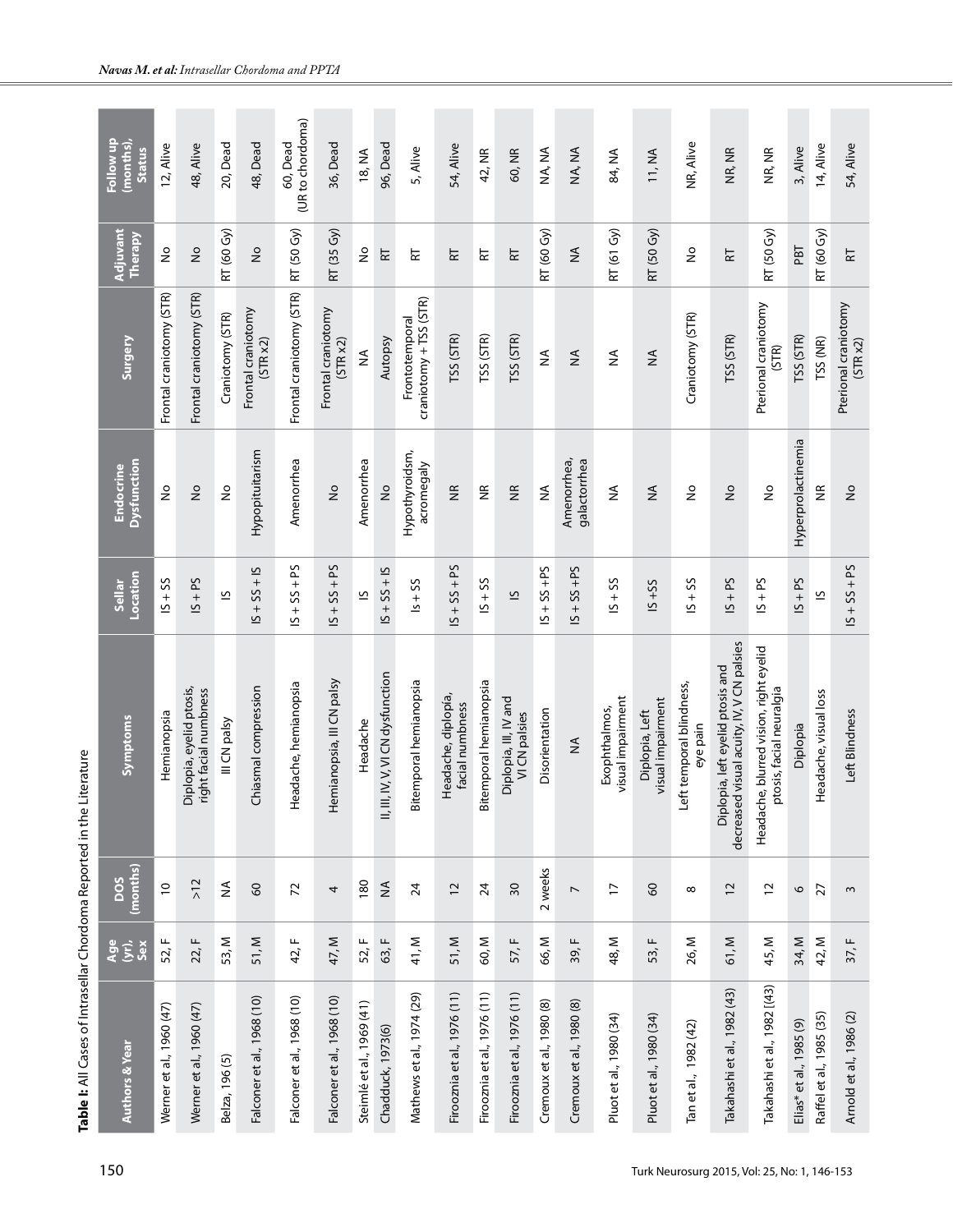**Table I:** All Cases of Intrasellar Chordoma Reported in the Literature

| Authors & Year | Age (yr), Sex | DOS (months) | Symptoms | Sellar Location | Endocrine Dysfunction | Surgery | Adjuvant Therapy | Follow up (months), Status |
|---|---|---|---|---|---|---|---|---|
| Werner et al., 1960 (47) | 52, F | 10 | Hemianopsia | IS + SS | No | Frontal craniotomy (STR) | No | 12, Alive |
| Werner et al., 1960 (47) | 22, F | >12 | Diplopia, eyelid ptosis, right facial numbness | IS + PS | No | Frontal craniotomy (STR) | No | 48, Alive |
| Belza, 196 (5) | 53, M | NA | III CN palsy | IS | No | Craniotomy (STR) | RT (60 Gy) | 20, Dead |
| Falconer et al., 1968 (10) | 51, M | 60 | Chiasmal compression | IS + SS + IS | Hypopituitarism | Frontal craniotomy (STR x2) | No | 48, Dead |
| Falconer et al., 1968 (10) | 42, F | 72 | Headache, hemianopsia | IS + SS + PS | Amenorrhea | Frontal craniotomy (STR) | RT (50 Gy) | 60, Dead (UR to chordoma) |
| Falconer et al., 1968 (10) | 47, M | 4 | Hemianopsia, III CN palsy | IS + SS + PS | No | Frontal craniotomy (STR x2) | RT (35 Gy) | 36, Dead |
| Steimlé et al., 1969 (41) | 52, F | 180 | Headache | IS | Amenorrhea | NA | No | 18, NA |
| Chadduck, 1973(6) | 63, F | NA | II, III, IV, V, VI CN dysfunction | IS + SS + IS | No | Autopsy | RT | 96, Dead |
| Mathews et al., 1974 (29) | 41, M | 24 | Bitemporal hemianopsia | Is + SS | Hypothyroidsm, acromegaly | Frontotemporal craniotomy + TSS (STR) | RT | 5, Alive |
| Firooznia et al., 1976 (11) | 51, M | 12 | Headache, diplopia, facial numbness | IS + SS + PS | NR | TSS (STR) | RT | 54, Alive |
| Firooznia et al., 1976 (11) | 60, M | 24 | Bitemporal hemianopsia | IS + SS | NR | TSS (STR) | RT | 42, NR |
| Firooznia et al., 1976 (11) | 57, F | 30 | Diplopia, III, IV and VI CN palsies | IS | NR | TSS (STR) | RT | 60, NR |
| Cremoux et al., 1980 (8) | 66, M | 2 weeks | Disorientation | IS + SS +PS | NA | NA | RT (60 Gy) | NA, NA |
| Cremoux et al., 1980 (8) | 39, F | 7 | NA | IS + SS +PS | Amenorrhea, galactorrhea | NA | NA | NA, NA |
| Pluot et al., 1980 (34) | 48, M | 17 | Exophthalmos, visual impairment | IS + SS | NA | NA | RT (61 Gy) | 84, NA |
| Pluot et al., 1980 (34) | 53, F | 60 | Diplopia, Left visual impairment | IS +SS | NA | NA | RT (50 Gy) | 11, NA |
| Tan et al., 1982 (42) | 26, M | 8 | Left temporal blindness, eye pain | IS + SS | No | Craniotomy (STR) | No | NR, Alive |
| Takahashi et al., 1982 (43) | 61, M | 12 | Diplopia, left eyelid ptosis and decreased visual acuity, IV, V CN palsies | IS + PS | No | TSS (STR) | RT | NR, NR |
| Takahashi et al., 1982 [(43) | 45, M | 12 | Headache, blurred vision, right eyelid ptosis, facial neuralgia | IS + PS | No | Pterional craniotomy (STR) | RT (50 Gy) | NR, NR |
| Elias* et al., 1985 (9) | 34, M | 6 | Diplopia | IS + PS | Hyperprolactinemia | TSS (STR) | PBT | 3, Alive |
| Raffel et al., 1985 (35) | 42, M | 27 | Headache, visual loss | IS | NR | TSS (NR) | RT (60 Gy) | 14, Alive |
| Arnold et al., 1986 (2) | 37, F | 3 | Left Blindness | IS + SS + PS | No | Pterional craniotomy (STR x2) | RT | 54, Alive |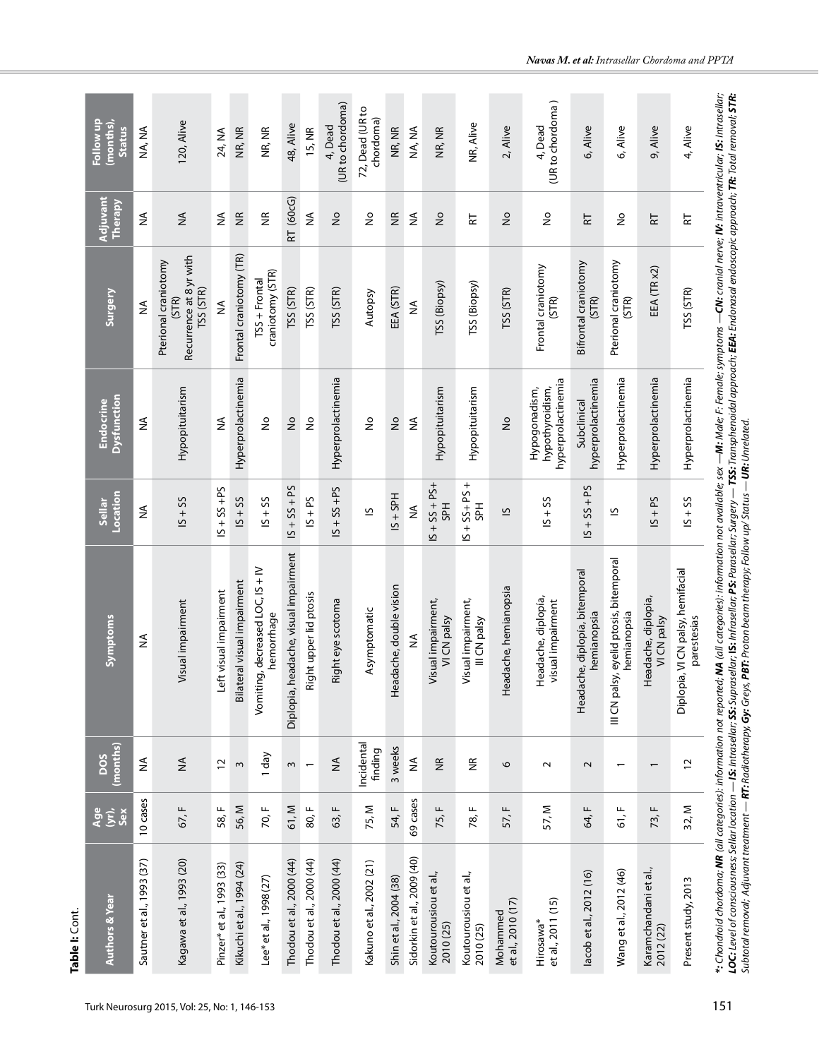**Table I:** Cont.

| Authors & Year | Age (yr), Sex | DOS (months) | Symptoms | Sellar Location | Endocrine Dysfunction | Surgery | Adjuvant Therapy | Follow up (months), Status |
|---|---|---|---|---|---|---|---|---|
| Sautner et al., 1993 (37) | 10 cases | NA | NA | NA | NA | NA | NA | NA, NA |
| Kagawa et al., 1993 (20) | 67, F | NA | Visual impairment | IS + SS | Hypopituitarism | Pterional craniotomy (STR) Recurrence at 8 yr with TSS (STR) | NA | 120, Alive |
| Pinzer* et al., 1993 (33) | 58, F | 12 | Left visual impairment | IS + SS + PS | NA | NA | NA | 24, NA |
| Kikuchi et al., 1994 (24) | 56, M | 3 | Bilateral visual impairment | IS + SS | Hyperprolactinemia | Frontal craniotomy (TR) | NR | NR, NR |
| Lee* et al., 1998 (27) | 70, F | 1 day | Vomiting, decreased LOC, IS + IV hemorrhage | IS + SS | No | TSS + Frontal craniotomy (STR) | NR | NR, NR |
| Thodou et al., 2000 (44) | 61, M | 3 | Diplopia, headache, visual impairment | IS + SS + PS | No | TSS (STR) | RT (60cG) | 48, Alive |
| Thodou et al., 2000 (44) | 80, F | 1 | Right upper lid ptosis | IS + PS | No | TSS (STR) | NA | 15, NR |
| Thodou et al., 2000 (44) | 63, F | NA | Right eye scotoma | IS + SS + PS | Hyperprolactinemia | TSS (STR) | No | 4, Dead (UR to chordoma) |
| Kakuno et al., 2002 (21) | 75, M | Incidental finding | Asymptomatic | IS | No | Autopsy | No | 72, Dead (UR to chordoma) |
| Shin et al., 2004 (38) | 54, F | 3 weeks | Headache, double vision | IS + SPH | No | EEA (STR) | NR | NR, NR |
| Sidorkin et al., 2009 (40) | 69 cases | NA | NA | NA | NA | NA | NA | NA, NA |
| Koutourousiou et al., 2010 (25) | 75, F | NR | Visual impairment, VI CN palsy | IS + SS + PS+ SPH | Hypopituitarism | TSS (Biopsy) | No | NR, NR |
| Koutourousiou et al., 2010 (25) | 78, F | NR | Visual impairment, III CN palsy | IS + SS+ PS + SPH | Hypopituitarism | TSS (Biopsy) | RT | NR, Alive |
| Mohammed et al., 2010 (17) | 57, F | 6 | Headache, hemianopsia | IS | No | TSS (STR) | No | 2, Alive |
| Hirosawa* et al., 2011 (15) | 57, M | 2 | Headache, diplopia, visual impairment | IS + SS | Hypogonadism, hypothyroidism, hyperprolactinemia | Frontal craniotomy (STR) | No | 4, Dead (UR to chordoma ) |
| Iacob et al., 2012 (16) | 64, F | 2 | Headache, diplopia, bitemporal hemianopsia | IS + SS + PS | Subclinical hyperprolactinemia | Bifrontal craniotomy (STR) | RT | 6, Alive |
| Wang et al., 2012 (46) | 61, F | 1 | III CN palsy, eyelid ptosis, bitemporal hemianopsia | IS | Hyperprolactinemia | Pterional craniotomy (STR) | No | 6, Alive |
| Karamchandani et al., 2012 (22) | 73, F | 1 | Headache, diplopia, VI CN palsy | IS + PS | Hyperprolactinemia | EEA (TR x2) | RT | 9, Alive |
| Present study, 2013 | 32, M | 12 | Diplopia, VI CN palsy, hemifacial parestesias | IS + SS | Hyperprolactinemia | TSS (STR) | RT | 4, Alive |

*\*: Chondroid chordoma; **NR** (all categories): information not reported; **NA** (all categories): information not available; sex —**M:** Male; **F:** Female; symptoms —**CN:** cranial nerve; **IV:** intraventricular; **IS:** Intrasellar; **LOC:** Level of consciousness; Sellar location — **IS:** Intrasellar; **SS:** Suprasellar; **IS:** Infrasellar; **PS:** Parasellar; Surgery — **TSS:** Transphenoidal approach; **EEA:** Endonasal endoscopic approach; **TR:** Total removal; **STR:** Subtotal removal; Adjuvant treatment — **RT:** Radiotherapy, **Gy:** Greys, **PBT:** Proton beam therapy; Follow up/ Status — **UR:** Unrelated.*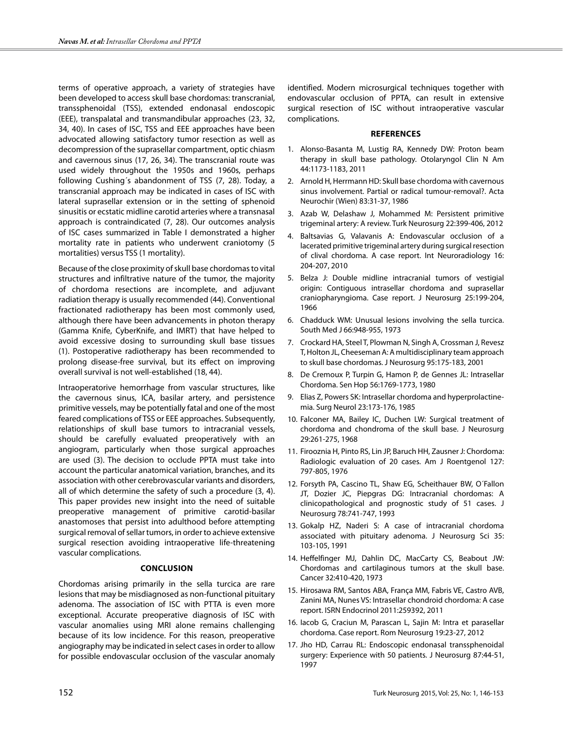terms of operative approach, a variety of strategies have been developed to access skull base chordomas: transcranial, transsphenoidal (TSS), extended endonasal endoscopic (EEE), transpalatal and transmandibular approaches (23, 32, 34, 40). In cases of ISC, TSS and EEE approaches have been advocated allowing satisfactory tumor resection as well as decompression of the suprasellar compartment, optic chiasm and cavernous sinus (17, 26, 34). The transcranial route was used widely throughout the 1950s and 1960s, perhaps following Cushing´s abandonment of TSS (7, 28). Today, a transcranial approach may be indicated in cases of ISC with lateral suprasellar extension or in the setting of sphenoid sinusitis or ecstatic midline carotid arteries where a transnasal approach is contraindicated (7, 28). Our outcomes analysis of ISC cases summarized in Table I demonstrated a higher mortality rate in patients who underwent craniotomy (5 mortalities) versus TSS (1 mortality).

Because of the close proximity of skull base chordomas to vital structures and infiltrative nature of the tumor, the majority of chordoma resections are incomplete, and adjuvant radiation therapy is usually recommended (44). Conventional fractionated radiotherapy has been most commonly used, although there have been advancements in photon therapy (Gamma Knife, CyberKnife, and IMRT) that have helped to avoid excessive dosing to surrounding skull base tissues (1). Postoperative radiotherapy has been recommended to prolong disease-free survival, but its effect on improving overall survival is not well-established (18, 44).

Intraoperatorive hemorrhage from vascular structures, like the cavernous sinus, ICA, basilar artery, and persistence primitive vessels, may be potentially fatal and one of the most feared complications of TSS or EEE approaches. Subsequently, relationships of skull base tumors to intracranial vessels, should be carefully evaluated preoperatively with an angiogram, particularly when those surgical approaches are used (3). The decision to occlude PPTA must take into account the particular anatomical variation, branches, and its association with other cerebrovascular variants and disorders, all of which determine the safety of such a procedure (3, 4). This paper provides new insight into the need of suitable preoperative management of primitive carotid-basilar anastomoses that persist into adulthood before attempting surgical removal of sellar tumors, in order to achieve extensive surgical resection avoiding intraoperative life-threatening vascular complications.

## CONCLUSION

Chordomas arising primarily in the sella turcica are rare lesions that may be misdiagnosed as non-functional pituitary adenoma. The association of ISC with PTTA is even more exceptional. Accurate preoperative diagnosis of ISC with vascular anomalies using MRI alone remains challenging because of its low incidence. For this reason, preoperative angiography may be indicated in select cases in order to allow for possible endovascular occlusion of the vascular anomaly identified. Modern microsurgical techniques together with endovascular occlusion of PPTA, can result in extensive surgical resection of ISC without intraoperative vascular complications.

## REFERENCES

1. Alonso-Basanta M, Lustig RA, Kennedy DW: Proton beam therapy in skull base pathology. Otolaryngol Clin N Am 44:1173-1183, 2011
2. Arnold H, Herrmann HD: Skull base chordoma with cavernous sinus involvement. Partial or radical tumour-removal?. Acta Neurochir (Wien) 83:31-37, 1986
3. Azab W, Delashaw J, Mohammed M: Persistent primitive trigeminal artery: A review. Turk Neurosurg 22:399-406, 2012
4. Baltsavias G, Valavanis A: Endovascular occlusion of a lacerated primitive trigeminal artery during surgical resection of clival chordoma. A case report. Int Neuroradiology 16: 204-207, 2010
5. Belza J: Double midline intracranial tumors of vestigial origin: Contiguous intrasellar chordoma and suprasellar craniopharyngioma. Case report. J Neurosurg 25:199-204, 1966
6. Chadduck WM: Unusual lesions involving the sella turcica. South Med J 66:948-955, 1973
7. Crockard HA, Steel T, Plowman N, Singh A, Crossman J, Revesz T, Holton JL, Cheeseman A: A multidisciplinary team approach to skull base chordomas. J Neurosurg 95:175-183, 2001
8. De Cremoux P, Turpin G, Hamon P, de Gennes JL: Intrasellar Chordoma. Sen Hop 56:1769-1773, 1980
9. Elias Z, Powers SK: Intrasellar chordoma and hyperprolactinemia. Surg Neurol 23:173-176, 1985
10. Falconer MA, Bailey IC, Duchen LW: Surgical treatment of chordoma and chondroma of the skull base. J Neurosurg 29:261-275, 1968
11. Firooznia H, Pinto RS, Lin JP, Baruch HH, Zausner J: Chordoma: Radiologic evaluation of 20 cases. Am J Roentgenol 127: 797-805, 1976
12. Forsyth PA, Cascino TL, Shaw EG, Scheithauer BW, O´Fallon JT, Dozier JC, Piepgras DG: Intracranial chordomas: A clinicopathological and prognostic study of 51 cases. J Neurosurg 78:741-747, 1993
13. Gokalp HZ, Naderi S: A case of intracranial chordoma associated with pituitary adenoma. J Neurosurg Sci 35: 103-105, 1991
14. Heffelfinger MJ, Dahlin DC, MacCarty CS, Beabout JW: Chordomas and cartilaginous tumors at the skull base. Cancer 32:410-420, 1973
15. Hirosawa RM, Santos ABA, França MM, Fabris VE, Castro AVB, Zanini MA, Nunes VS: Intrasellar chondroid chordoma: A case report. ISRN Endocrinol 2011:259392, 2011
16. Iacob G, Craciun M, Parascan L, Sajin M: Intra et parasellar chordoma. Case report. Rom Neurosurg 19:23-27, 2012
17. Jho HD, Carrau RL: Endoscopic endonasal transsphenoidal surgery: Experience with 50 patients. J Neurosurg 87:44-51, 1997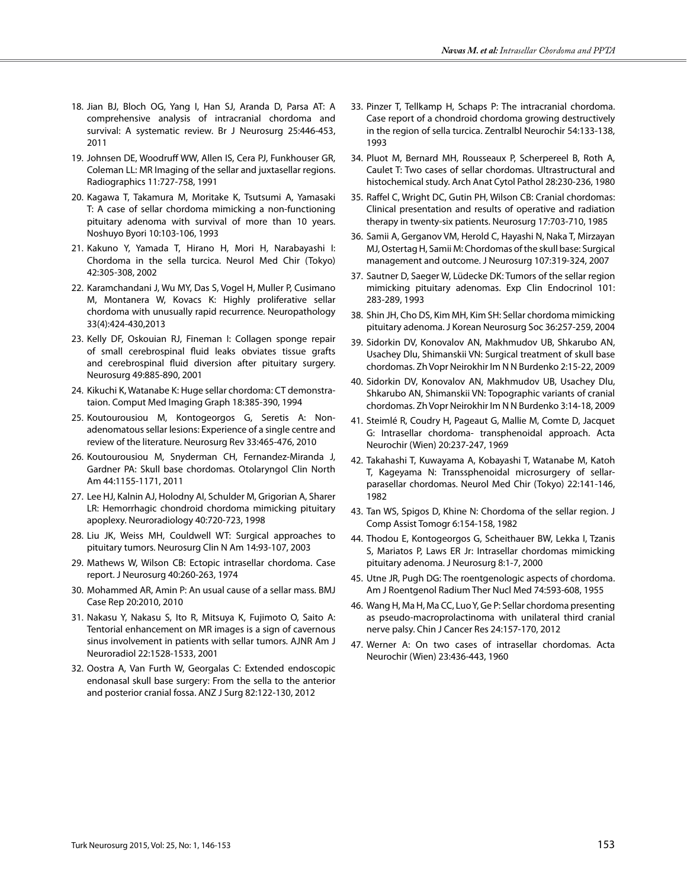18. Jian BJ, Bloch OG, Yang I, Han SJ, Aranda D, Parsa AT: A comprehensive analysis of intracranial chordoma and survival: A systematic review. Br J Neurosurg 25:446-453, 2011
19. Johnsen DE, Woodruff WW, Allen IS, Cera PJ, Funkhouser GR, Coleman LL: MR Imaging of the sellar and juxtasellar regions. Radiographics 11:727-758, 1991
20. Kagawa T, Takamura M, Moritake K, Tsutsumi A, Yamasaki T: A case of sellar chordoma mimicking a non-functioning pituitary adenoma with survival of more than 10 years. Noshuyo Byori 10:103-106, 1993
21. Kakuno Y, Yamada T, Hirano H, Mori H, Narabayashi I: Chordoma in the sella turcica. Neurol Med Chir (Tokyo) 42:305-308, 2002
22. Karamchandani J, Wu MY, Das S, Vogel H, Muller P, Cusimano M, Montanera W, Kovacs K: Highly proliferative sellar chordoma with unusually rapid recurrence. Neuropathology 33(4):424-430,2013
23. Kelly DF, Oskouian RJ, Fineman I: Collagen sponge repair of small cerebrospinal fluid leaks obviates tissue grafts and cerebrospinal fluid diversion after pituitary surgery. Neurosurg 49:885-890, 2001
24. Kikuchi K, Watanabe K: Huge sellar chordoma: CT demonstrataion. Comput Med Imaging Graph 18:385-390, 1994
25. Koutourousiou M, Kontogeorgos G, Seretis A: Non-adenomatous sellar lesions: Experience of a single centre and review of the literature. Neurosurg Rev 33:465-476, 2010
26. Koutourousiou M, Snyderman CH, Fernandez-Miranda J, Gardner PA: Skull base chordomas. Otolaryngol Clin North Am 44:1155-1171, 2011
27. Lee HJ, Kalnin AJ, Holodny AI, Schulder M, Grigorian A, Sharer LR: Hemorrhagic chondroid chordoma mimicking pituitary apoplexy. Neuroradiology 40:720-723, 1998
28. Liu JK, Weiss MH, Couldwell WT: Surgical approaches to pituitary tumors. Neurosurg Clin N Am 14:93-107, 2003
29. Mathews W, Wilson CB: Ectopic intrasellar chordoma. Case report. J Neurosurg 40:260-263, 1974
30. Mohammed AR, Amin P: An usual cause of a sellar mass. BMJ Case Rep 20:2010, 2010
31. Nakasu Y, Nakasu S, Ito R, Mitsuya K, Fujimoto O, Saito A: Tentorial enhancement on MR images is a sign of cavernous sinus involvement in patients with sellar tumors. AJNR Am J Neuroradiol 22:1528-1533, 2001
32. Oostra A, Van Furth W, Georgalas C: Extended endoscopic endonasal skull base surgery: From the sella to the anterior and posterior cranial fossa. ANZ J Surg 82:122-130, 2012
33. Pinzer T, Tellkamp H, Schaps P: The intracranial chordoma. Case report of a chondroid chordoma growing destructively in the region of sella turcica. Zentralbl Neurochir 54:133-138, 1993
34. Pluot M, Bernard MH, Rousseaux P, Scherpereel B, Roth A, Caulet T: Two cases of sellar chordomas. Ultrastructural and histochemical study. Arch Anat Cytol Pathol 28:230-236, 1980
35. Raffel C, Wright DC, Gutin PH, Wilson CB: Cranial chordomas: Clinical presentation and results of operative and radiation therapy in twenty-six patients. Neurosurg 17:703-710, 1985
36. Samii A, Gerganov VM, Herold C, Hayashi N, Naka T, Mirzayan MJ, Ostertag H, Samii M: Chordomas of the skull base: Surgical management and outcome. J Neurosurg 107:319-324, 2007
37. Sautner D, Saeger W, Lüdecke DK: Tumors of the sellar region mimicking pituitary adenomas. Exp Clin Endocrinol 101: 283-289, 1993
38. Shin JH, Cho DS, Kim MH, Kim SH: Sellar chordoma mimicking pituitary adenoma. J Korean Neurosurg Soc 36:257-259, 2004
39. Sidorkin DV, Konovalov AN, Makhmudov UB, Shkarubo AN, Usachey Dlu, Shimanskii VN: Surgical treatment of skull base chordomas. Zh Vopr Neirokhir Im N N Burdenko 2:15-22, 2009
40. Sidorkin DV, Konovalov AN, Makhmudov UB, Usachey Dlu, Shkarubo AN, Shimanskii VN: Topographic variants of cranial chordomas. Zh Vopr Neirokhir Im N N Burdenko 3:14-18, 2009
41. Steimlé R, Coudry H, Pageaut G, Mallie M, Comte D, Jacquet G: Intrasellar chordoma- transphenoidal approach. Acta Neurochir (Wien) 20:237-247, 1969
42. Takahashi T, Kuwayama A, Kobayashi T, Watanabe M, Katoh T, Kageyama N: Transsphenoidal microsurgery of sellar-parasellar chordomas. Neurol Med Chir (Tokyo) 22:141-146, 1982
43. Tan WS, Spigos D, Khine N: Chordoma of the sellar region. J Comp Assist Tomogr 6:154-158, 1982
44. Thodou E, Kontogeorgos G, Scheithauer BW, Lekka I, Tzanis S, Mariatos P, Laws ER Jr: Intrasellar chordomas mimicking pituitary adenoma. J Neurosurg 8:1-7, 2000
45. Utne JR, Pugh DG: The roentgenologic aspects of chordoma. Am J Roentgenol Radium Ther Nucl Med 74:593-608, 1955
46. Wang H, Ma H, Ma CC, Luo Y, Ge P: Sellar chordoma presenting as pseudo-macroprolactinoma with unilateral third cranial nerve palsy. Chin J Cancer Res 24:157-170, 2012
47. Werner A: On two cases of intrasellar chordomas. Acta Neurochir (Wien) 23:436-443, 1960